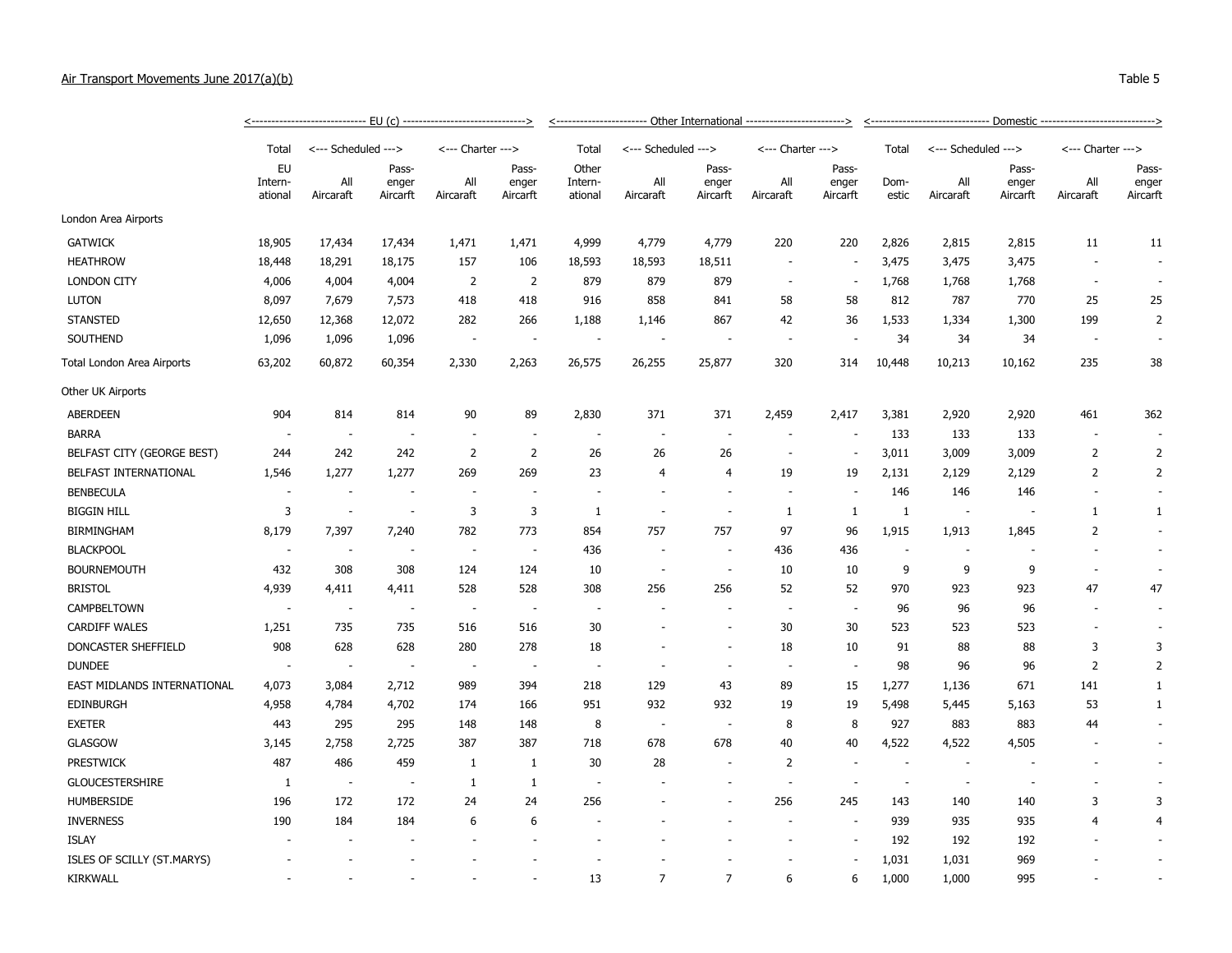Air Transport Movements June 2017(a)(b)

Table 5

| | EU (c) | | | | | Other International | | | | | Domestic | | | | |
|---|---|---|---|---|---|---|---|---|---|---|---|---|---|---|---|
| | Total | Scheduled | | Charter | | Total | Scheduled | | Charter | | Total | Scheduled | | Charter | |
| | EU International | All Aircraft | Passenger Aircraft | All Aircraft | Passenger Aircraft | Other International | All Aircraft | Passenger Aircraft | All Aircraft | Passenger Aircraft | Domestic | All Aircraft | Passenger Aircraft | All Aircraft | Passenger Aircraft |
| London Area Airports | | | | | | | | | | | | | | | |
| GATWICK | 18,905 | 17,434 | 17,434 | 1,471 | 1,471 | 4,999 | 4,779 | 4,779 | 220 | 220 | 2,826 | 2,815 | 2,815 | 11 | 11 |
| HEATHROW | 18,448 | 18,291 | 18,175 | 157 | 106 | 18,593 | 18,593 | 18,511 | - | - | 3,475 | 3,475 | 3,475 | - | - |
| LONDON CITY | 4,006 | 4,004 | 4,004 | 2 | 2 | 879 | 879 | 879 | - | - | 1,768 | 1,768 | 1,768 | - | - |
| LUTON | 8,097 | 7,679 | 7,573 | 418 | 418 | 916 | 858 | 841 | 58 | 58 | 812 | 787 | 770 | 25 | 25 |
| STANSTED | 12,650 | 12,368 | 12,072 | 282 | 266 | 1,188 | 1,146 | 867 | 42 | 36 | 1,533 | 1,334 | 1,300 | 199 | 2 |
| SOUTHEND | 1,096 | 1,096 | 1,096 | - | - | - | - | - | - | - | 34 | 34 | 34 | - | - |
| Total London Area Airports | 63,202 | 60,872 | 60,354 | 2,330 | 2,263 | 26,575 | 26,255 | 25,877 | 320 | 314 | 10,448 | 10,213 | 10,162 | 235 | 38 |
| Other UK Airports | | | | | | | | | | | | | | | |
| ABERDEEN | 904 | 814 | 814 | 90 | 89 | 2,830 | 371 | 371 | 2,459 | 2,417 | 3,381 | 2,920 | 2,920 | 461 | 362 |
| BARRA | - | - | - | - | - | - | - | - | - | - | 133 | 133 | 133 | - | - |
| BELFAST CITY (GEORGE BEST) | 244 | 242 | 242 | 2 | 2 | 26 | 26 | 26 | - | - | 3,011 | 3,009 | 3,009 | 2 | 2 |
| BELFAST INTERNATIONAL | 1,546 | 1,277 | 1,277 | 269 | 269 | 23 | 4 | 4 | 19 | 19 | 2,131 | 2,129 | 2,129 | 2 | 2 |
| BENBECULA | - | - | - | - | - | - | - | - | - | - | 146 | 146 | 146 | - | - |
| BIGGIN HILL | 3 | - | - | 3 | 3 | 1 | - | - | 1 | 1 | 1 | - | - | 1 | 1 |
| BIRMINGHAM | 8,179 | 7,397 | 7,240 | 782 | 773 | 854 | 757 | 757 | 97 | 96 | 1,915 | 1,913 | 1,845 | 2 | - |
| BLACKPOOL | - | - | - | - | - | 436 | - | - | 436 | 436 | - | - | - | - | - |
| BOURNEMOUTH | 432 | 308 | 308 | 124 | 124 | 10 | - | - | 10 | 10 | 9 | 9 | 9 | - | - |
| BRISTOL | 4,939 | 4,411 | 4,411 | 528 | 528 | 308 | 256 | 256 | 52 | 52 | 970 | 923 | 923 | 47 | 47 |
| CAMPBELTOWN | - | - | - | - | - | - | - | - | - | - | 96 | 96 | 96 | - | - |
| CARDIFF WALES | 1,251 | 735 | 735 | 516 | 516 | 30 | - | - | 30 | 30 | 523 | 523 | 523 | - | - |
| DONCASTER SHEFFIELD | 908 | 628 | 628 | 280 | 278 | 18 | - | - | 18 | 10 | 91 | 88 | 88 | 3 | 3 |
| DUNDEE | - | - | - | - | - | - | - | - | - | - | 98 | 96 | 96 | 2 | 2 |
| EAST MIDLANDS INTERNATIONAL | 4,073 | 3,084 | 2,712 | 989 | 394 | 218 | 129 | 43 | 89 | 15 | 1,277 | 1,136 | 671 | 141 | 1 |
| EDINBURGH | 4,958 | 4,784 | 4,702 | 174 | 166 | 951 | 932 | 932 | 19 | 19 | 5,498 | 5,445 | 5,163 | 53 | 1 |
| EXETER | 443 | 295 | 295 | 148 | 148 | 8 | - | - | 8 | 8 | 927 | 883 | 883 | 44 | - |
| GLASGOW | 3,145 | 2,758 | 2,725 | 387 | 387 | 718 | 678 | 678 | 40 | 40 | 4,522 | 4,522 | 4,505 | - | - |
| PRESTWICK | 487 | 486 | 459 | 1 | 1 | 30 | 28 | - | 2 | - | - | - | - | - | - |
| GLOUCESTERSHIRE | 1 | - | - | 1 | 1 | - | - | - | - | - | - | - | - | - | - |
| HUMBERSIDE | 196 | 172 | 172 | 24 | 24 | 256 | - | - | 256 | 245 | 143 | 140 | 140 | 3 | 3 |
| INVERNESS | 190 | 184 | 184 | 6 | 6 | - | - | - | - | - | 939 | 935 | 935 | 4 | 4 |
| ISLAY | - | - | - | - | - | - | - | - | - | - | 192 | 192 | 192 | - | - |
| ISLES OF SCILLY (ST.MARYS) | - | - | - | - | - | - | - | - | - | - | 1,031 | 1,031 | 969 | - | - |
| KIRKWALL | - | - | - | - | - | 13 | 7 | 7 | 6 | 6 | 1,000 | 1,000 | 995 | - | - |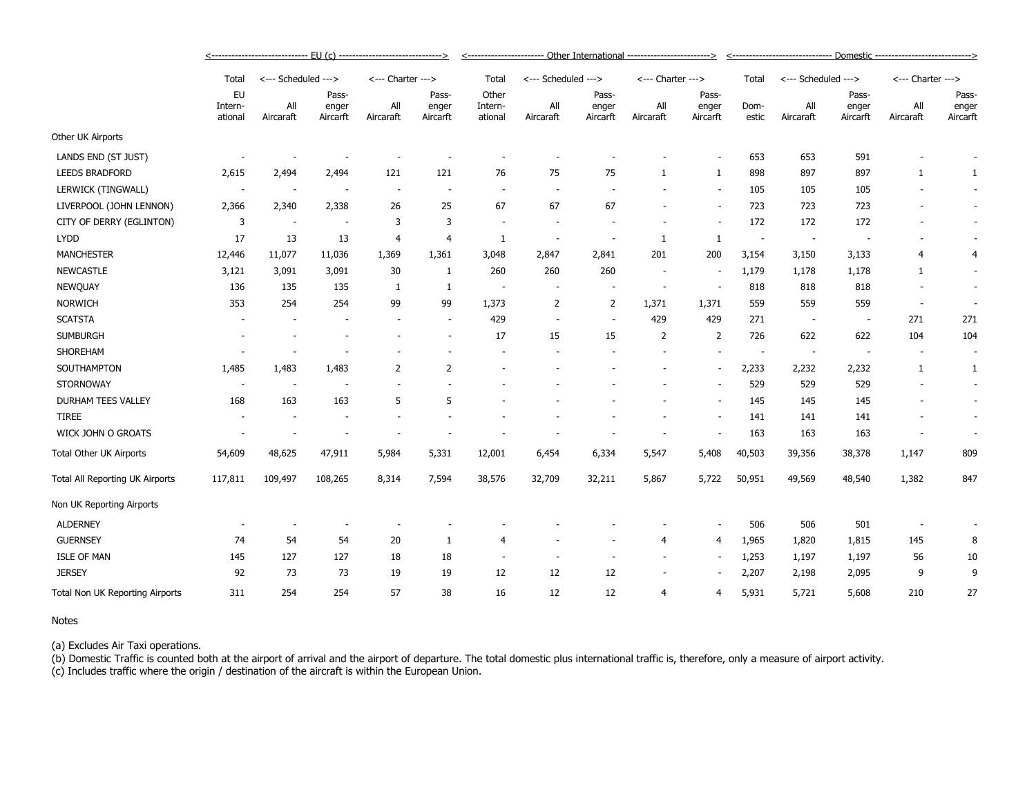| | EU (c) | | | | | Other International | | | | | Domestic | | | | |
|---|---|---|---|---|---|---|---|---|---|---|---|---|---|---|---|
| | Total | Scheduled | | Charter | | Total | Scheduled | | Charter | | Total | Scheduled | | Charter | |
| | EU International | All Aircaraft | Passenger Aircaft | All Aircaraft | Passenger Aircaft | Other International | All Aircaraft | Passenger Aircaft | All Aircaraft | Passenger Aircaft | Domestic | All Aircaraft | Passenger Aircaft | All Aircaraft | Passenger Aircaft |
| Other UK Airports | | | | | | | | | | | | | | | |
| LANDS END (ST JUST) | - | - | - | - | - | - | - | - | - | - | 653 | 653 | 591 | - | - |
| LEEDS BRADFORD | 2,615 | 2,494 | 2,494 | 121 | 121 | 76 | 75 | 75 | 1 | 1 | 898 | 897 | 897 | 1 | 1 |
| LERWICK (TINGWALL) | - | - | - | - | - | - | - | - | - | - | 105 | 105 | 105 | - | - |
| LIVERPOOL (JOHN LENNON) | 2,366 | 2,340 | 2,338 | 26 | 25 | 67 | 67 | 67 | - | - | 723 | 723 | 723 | - | - |
| CITY OF DERRY (EGLINTON) | 3 | - | - | 3 | 3 | - | - | - | - | - | 172 | 172 | 172 | - | - |
| LYDD | 17 | 13 | 13 | 4 | 4 | 1 | - | - | 1 | 1 | - | - | - | - | - |
| MANCHESTER | 12,446 | 11,077 | 11,036 | 1,369 | 1,361 | 3,048 | 2,847 | 2,841 | 201 | 200 | 3,154 | 3,150 | 3,133 | 4 | 4 |
| NEWCASTLE | 3,121 | 3,091 | 3,091 | 30 | 1 | 260 | 260 | 260 | - | - | 1,179 | 1,178 | 1,178 | 1 | - |
| NEWQUAY | 136 | 135 | 135 | 1 | 1 | - | - | - | - | - | 818 | 818 | 818 | - | - |
| NORWICH | 353 | 254 | 254 | 99 | 99 | 1,373 | 2 | 2 | 1,371 | 1,371 | 559 | 559 | 559 | - | - |
| SCATSTA | - | - | - | - | - | 429 | - | - | 429 | 429 | 271 | - | - | 271 | 271 |
| SUMBURGH | - | - | - | - | - | 17 | 15 | 15 | 2 | 2 | 726 | 622 | 622 | 104 | 104 |
| SHOREHAM | - | - | - | - | - | - | - | - | - | - | - | - | - | - | - |
| SOUTHAMPTON | 1,485 | 1,483 | 1,483 | 2 | 2 | - | - | - | - | - | 2,233 | 2,232 | 2,232 | 1 | 1 |
| STORNOWAY | - | - | - | - | - | - | - | - | - | - | 529 | 529 | 529 | - | - |
| DURHAM TEES VALLEY | 168 | 163 | 163 | 5 | 5 | - | - | - | - | - | 145 | 145 | 145 | - | - |
| TIREE | - | - | - | - | - | - | - | - | - | - | 141 | 141 | 141 | - | - |
| WICK JOHN O GROATS | - | - | - | - | - | - | - | - | - | - | 163 | 163 | 163 | - | - |
| Total Other UK Airports | 54,609 | 48,625 | 47,911 | 5,984 | 5,331 | 12,001 | 6,454 | 6,334 | 5,547 | 5,408 | 40,503 | 39,356 | 38,378 | 1,147 | 809 |
| Total All Reporting UK Airports | 117,811 | 109,497 | 108,265 | 8,314 | 7,594 | 38,576 | 32,709 | 32,211 | 5,867 | 5,722 | 50,951 | 49,569 | 48,540 | 1,382 | 847 |
| Non UK Reporting Airports | | | | | | | | | | | | | | | |
| ALDERNEY | - | - | - | - | - | - | - | - | - | - | 506 | 506 | 501 | - | - |
| GUERNSEY | 74 | 54 | 54 | 20 | 1 | 4 | - | - | 4 | 4 | 1,965 | 1,820 | 1,815 | 145 | 8 |
| ISLE OF MAN | 145 | 127 | 127 | 18 | 18 | - | - | - | - | - | 1,253 | 1,197 | 1,197 | 56 | 10 |
| JERSEY | 92 | 73 | 73 | 19 | 19 | 12 | 12 | 12 | - | - | 2,207 | 2,198 | 2,095 | 9 | 9 |
| Total Non UK Reporting Airports | 311 | 254 | 254 | 57 | 38 | 16 | 12 | 12 | 4 | 4 | 5,931 | 5,721 | 5,608 | 210 | 27 |

Notes

(a) Excludes Air Taxi operations.
(b) Domestic Traffic is counted both at the airport of arrival and the airport of departure. The total domestic plus international traffic is, therefore, only a measure of airport activity.
(c) Includes traffic where the origin / destination of the aircraft is within the European Union.